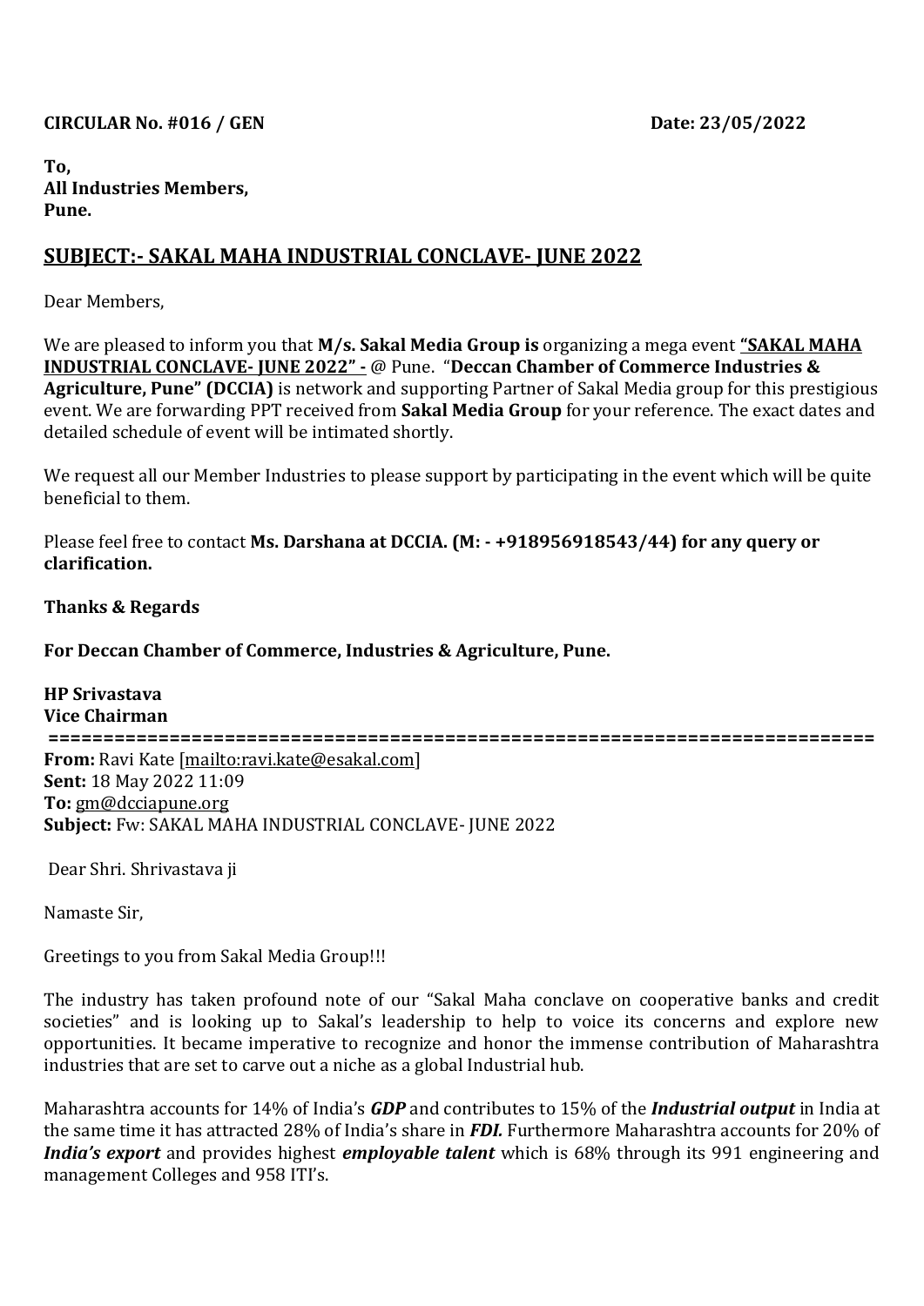**CIRCULAR No. #016 / GEN** **Date: 23/05/2022**

**To,**
**All Industries Members,**
**Pune.**

## SUBJECT:- SAKAL MAHA INDUSTRIAL CONCLAVE- JUNE 2022

Dear Members,

We are pleased to inform you that **M/s. Sakal Media Group is** organizing a mega event **"SAKAL MAHA INDUSTRIAL CONCLAVE- JUNE 2022" -** @ Pune. "**Deccan Chamber of Commerce Industries & Agriculture, Pune" (DCCIA)** is network and supporting Partner of Sakal Media group for this prestigious event. We are forwarding PPT received from **Sakal Media Group** for your reference. The exact dates and detailed schedule of event will be intimated shortly.

We request all our Member Industries to please support by participating in the event which will be quite beneficial to them.

Please feel free to contact **Ms. Darshana at DCCIA. (M: - +918956918543/44) for any query or clarification.**

**Thanks & Regards**

**For Deccan Chamber of Commerce, Industries & Agriculture, Pune.**

**HP Srivastava**
**Vice Chairman**

==========================================================================

**From:** Ravi Kate [mailto:ravi.kate@esakal.com]
**Sent:** 18 May 2022 11:09
**To:** gm@dcciapune.org
**Subject:** Fw: SAKAL MAHA INDUSTRIAL CONCLAVE- JUNE 2022

Dear Shri. Shrivastava ji

Namaste Sir,

Greetings to you from Sakal Media Group!!!

The industry has taken profound note of our "Sakal Maha conclave on cooperative banks and credit societies" and is looking up to Sakal's leadership to help to voice its concerns and explore new opportunities. It became imperative to recognize and honor the immense contribution of Maharashtra industries that are set to carve out a niche as a global Industrial hub.

Maharashtra accounts for 14% of India's ***GDP*** and contributes to 15% of the ***Industrial output*** in India at the same time it has attracted 28% of India's share in ***FDI.*** Furthermore Maharashtra accounts for 20% of ***India's export*** and provides highest ***employable talent*** which is 68% through its 991 engineering and management Colleges and 958 ITI's.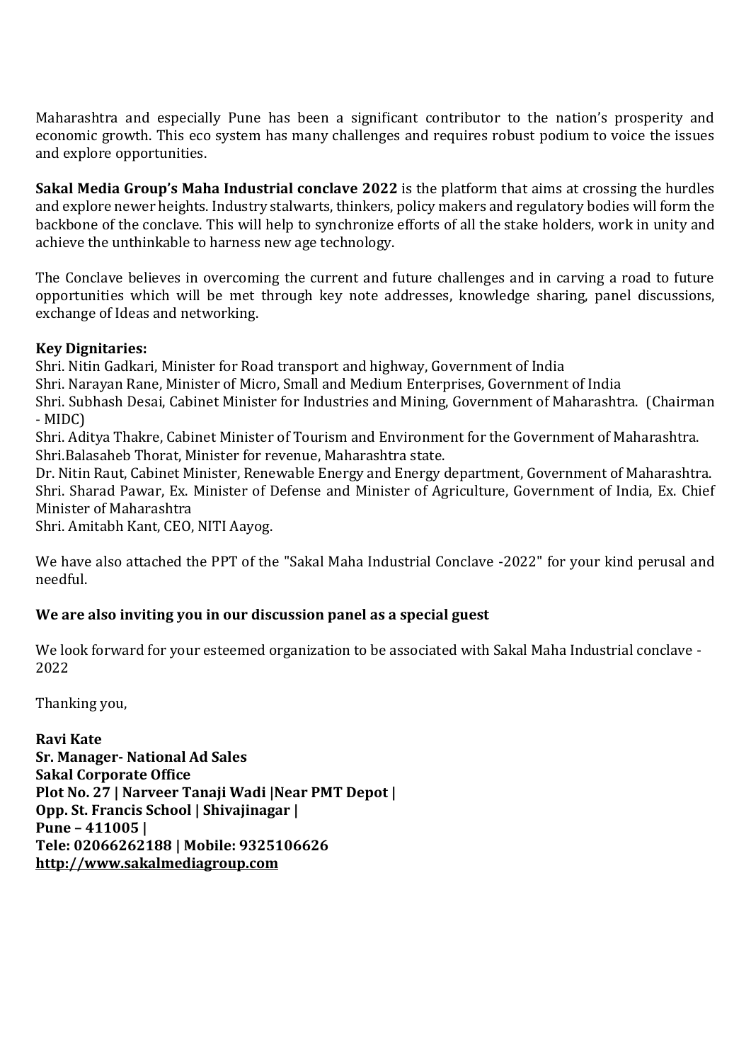Maharashtra and especially Pune has been a significant contributor to the nation's prosperity and economic growth. This eco system has many challenges and requires robust podium to voice the issues and explore opportunities.

**Sakal Media Group's Maha Industrial conclave 2022** is the platform that aims at crossing the hurdles and explore newer heights. Industry stalwarts, thinkers, policy makers and regulatory bodies will form the backbone of the conclave. This will help to synchronize efforts of all the stake holders, work in unity and achieve the unthinkable to harness new age technology.

The Conclave believes in overcoming the current and future challenges and in carving a road to future opportunities which will be met through key note addresses, knowledge sharing, panel discussions, exchange of Ideas and networking.

**Key Dignitaries:**

Shri. Nitin Gadkari, Minister for Road transport and highway, Government of India  
Shri. Narayan Rane, Minister of Micro, Small and Medium Enterprises, Government of India  
Shri. Subhash Desai, Cabinet Minister for Industries and Mining, Government of Maharashtra. (Chairman - MIDC)  
Shri. Aditya Thakre, Cabinet Minister of Tourism and Environment for the Government of Maharashtra.  
Shri.Balasaheb Thorat, Minister for revenue, Maharashtra state.  
Dr. Nitin Raut, Cabinet Minister, Renewable Energy and Energy department, Government of Maharashtra.  
Shri. Sharad Pawar, Ex. Minister of Defense and Minister of Agriculture, Government of India, Ex. Chief Minister of Maharashtra  
Shri. Amitabh Kant, CEO, NITI Aayog.

We have also attached the PPT of the "Sakal Maha Industrial Conclave -2022" for your kind perusal and needful.

**We are also inviting you in our discussion panel as a special guest**

We look forward for your esteemed organization to be associated with Sakal Maha Industrial conclave -2022

Thanking you,

**Ravi Kate**  
**Sr. Manager- National Ad Sales**  
**Sakal Corporate Office**  
**Plot No. 27 | Narveer Tanaji Wadi |Near PMT Depot |**  
**Opp. St. Francis School | Shivajinagar |**  
**Pune – 411005 |**  
**Tele: 02066262188 | Mobile: 9325106626**  
**http://www.sakalmediagroup.com**